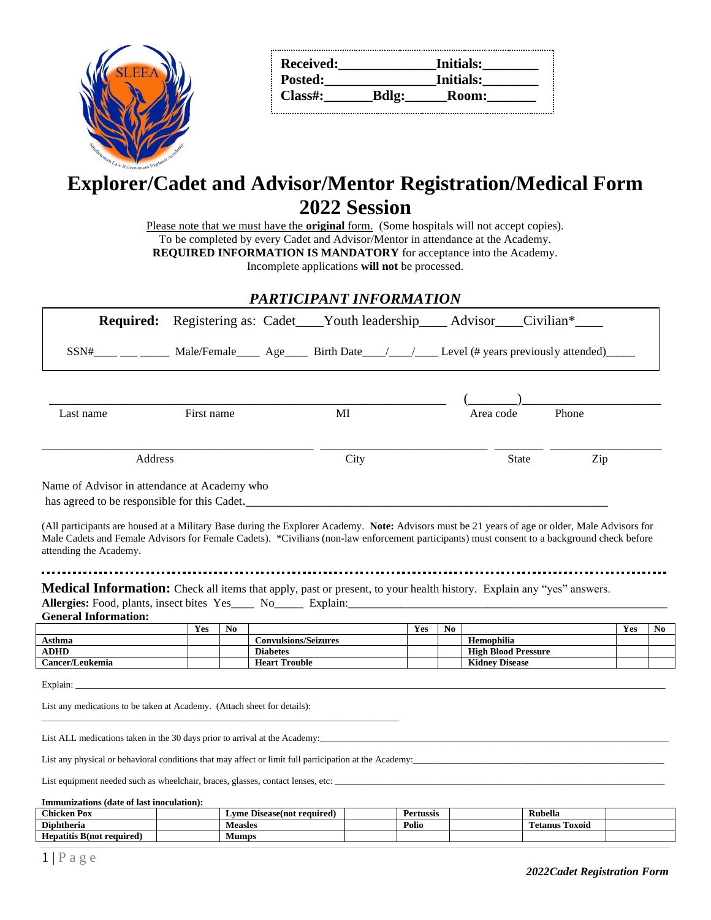| Received:____________ | Initials:_______ |
| --- | --- |
| Posted:______________ | Initials:_______ |
| Class#:______ Bdlg:_____ | Room:______ |

# Explorer/Cadet and Advisor/Mentor Registration/Medical Form 2022 Session

Please note that we must have the **original** form. (Some hospitals will not accept copies).
To be completed by every Cadet and Advisor/Mentor in attendance at the Academy.
**REQUIRED INFORMATION IS MANDATORY** for acceptance into the Academy.
Incomplete applications **will not** be processed.

## *PARTICIPANT INFORMATION*

**Required:** Registering as: Cadet____ Youth leadership____ Advisor____ Civilian*____

SSN#____ ___ _____ Male/Female____ Age____ Birth Date___/___/___ Level (# years previously attended)_____

_______________________________________________ (_______)____________________

Last name First name MI Area code Phone

_______________________________ ____________________ _______ _____________

Address City State Zip

Name of Advisor in attendance at Academy who
has agreed to be responsible for this Cadet._____________________________________________

(All participants are housed at a Military Base during the Explorer Academy. **Note:** Advisors must be 21 years of age or older, Male Advisors for Male Cadets and Female Advisors for Female Cadets). *Civilians (non-law enforcement participants) must consent to a background check before attending the Academy.

**Medical Information:** Check all items that apply, past or present, to your health history. Explain any "yes" answers.

**Allergies:** Food, plants, insect bites Yes____ No_____ Explain:_____________________________________________

**General Information:**

| | Yes | No | | Yes | No | | Yes | No |
| --- | --- | --- | --- | --- | --- | --- | --- | --- |
| **Asthma** | | | **Convulsions/Seizures** | | | **Hemophilia** | | |
| **ADHD** | | | **Diabetes** | | | **High Blood Pressure** | | |
| **Cancer/Leukemia** | | | **Heart Trouble** | | | **Kidney Disease** | | |

Explain: _____________________________________________________________________________

List any medications to be taken at Academy. (Attach sheet for details):
_____________________________________________________________________________

List ALL medications taken in the 30 days prior to arrival at the Academy:___________________________________

List any physical or behavioral conditions that may affect or limit full participation at the Academy:_________________

List equipment needed such as wheelchair, braces, glasses, contact lenses, etc: ___________________________________

**Immunizations (date of last inoculation):**

| **Chicken Pox** | | **Lyme Disease(not required)** | | **Pertussis** | | **Rubella** | |
| --- | --- | --- | --- | --- | --- | --- | --- |
| **Diphtheria** | | **Measles** | | **Polio** | | **Tetanus Toxoid** | |
| **Hepatitis B(not required)** | | **Mumps** | | | | | |

***2022Cadet Registration Form***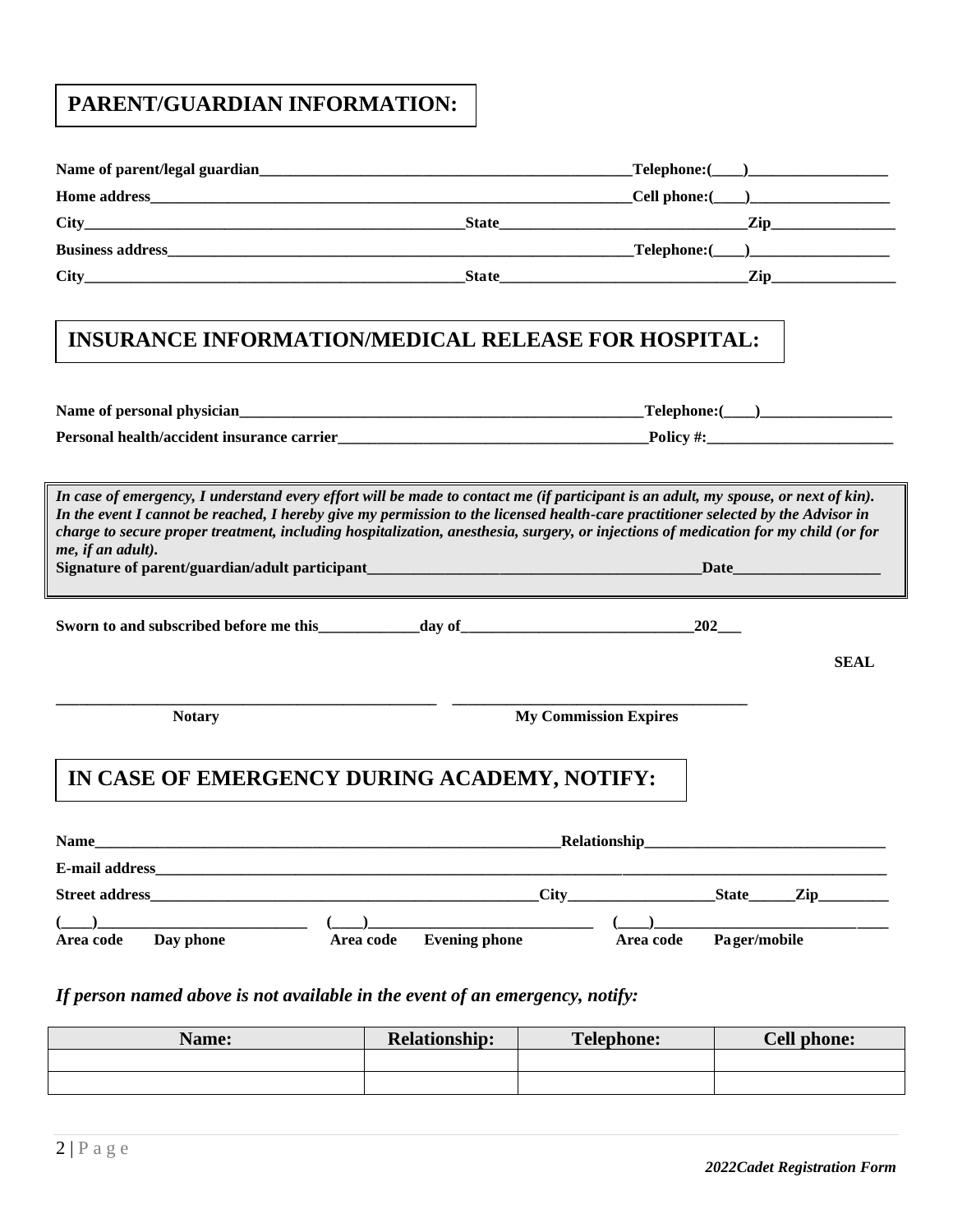## PARENT/GUARDIAN INFORMATION:

**Name of parent/legal guardian**___________________________________________________**Telephone:(____)**__________________

**Home address**____________________________________________________________________**Cell phone:(____)**__________________

**City**___________________________________________________**State**________________________________**Zip**________________

**Business address**________________________________________________________________**Telephone:(____)**__________________

**City**___________________________________________________**State**________________________________**Zip**________________

## INSURANCE INFORMATION/MEDICAL RELEASE FOR HOSPITAL:

**Name of personal physician**______________________________________________________**Telephone:(____)**_________________

**Personal health/accident insurance carrier**_________________________________________**Policy #:**________________________

***In case of emergency, I understand every effort will be made to contact me (if participant is an adult, my spouse, or next of kin). In the event I cannot be reached, I hereby give my permission to the licensed health-care practitioner selected by the Advisor in charge to secure proper treatment, including hospitalization, anesthesia, surgery, or injections of medication for my child (or for me, if an adult).***

**Signature of parent/guardian/adult participant**_____________________________________________**Date**___________________

**Sworn to and subscribed before me this**_____________**day of**______________________________**202**___

**SEAL**

__________________________________________________ ____________________________________

**Notary** **My Commission Expires**

## IN CASE OF EMERGENCY DURING ACADEMY, NOTIFY:

**Name**______________________________________________________________**Relationship**_______________________________

**E-mail address**____________________________________________________________________________________________________

**Street address**_____________________________________________________**City**___________________**State**______**Zip**_________

**(____)**___________________________ **(____)**_____________________________ **(____)**_______________________________

**Area code Day phone** **Area code Evening phone** **Area code Pager/mobile**

***If person named above is not available in the event of an emergency, notify:***

| Name: | Relationship: | Telephone: | Cell phone: |
|---|---|---|---|
| | | | |
| | | | |

*2022Cadet Registration Form*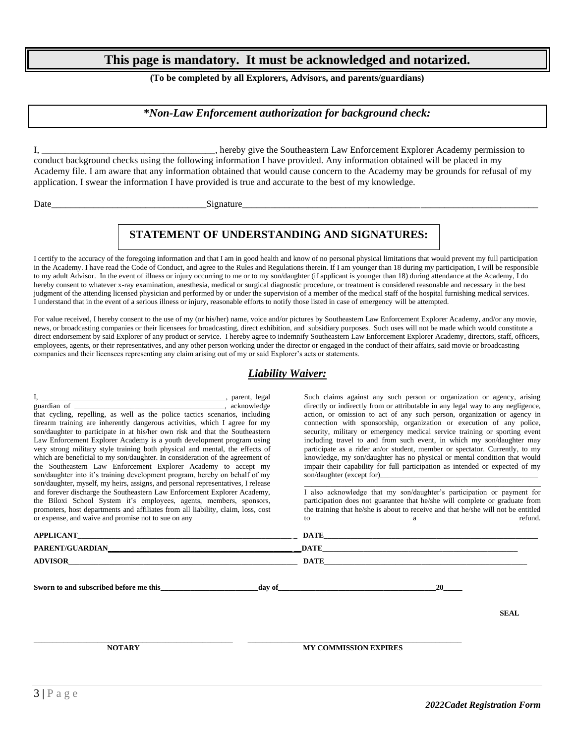# This page is mandatory. It must be acknowledged and notarized.

**(To be completed by all Explorers, Advisors, and parents/guardians)**

## *\*Non-Law Enforcement authorization for background check:*

I, ____________________________________, hereby give the Southeastern Law Enforcement Explorer Academy permission to conduct background checks using the following information I have provided. Any information obtained will be placed in my Academy file. I am aware that any information obtained that would cause concern to the Academy may be grounds for refusal of my application. I swear the information I have provided is true and accurate to the best of my knowledge.

Date_________________________________Signature_________________________________________________________________

## STATEMENT OF UNDERSTANDING AND SIGNATURES:

I certify to the accuracy of the foregoing information and that I am in good health and know of no personal physical limitations that would prevent my full participation in the Academy. I have read the Code of Conduct, and agree to the Rules and Regulations therein. If I am younger than 18 during my participation, I will be responsible to my adult Advisor. In the event of illness or injury occurring to me or to my son/daughter (if applicant is younger than 18) during attendance at the Academy, I do hereby consent to whatever x-ray examination, anesthesia, medical or surgical diagnostic procedure, or treatment is considered reasonable and necessary in the best judgment of the attending licensed physician and performed by or under the supervision of a member of the medical staff of the hospital furnishing medical services. I understand that in the event of a serious illness or injury, reasonable efforts to notify those listed in case of emergency will be attempted.

For value received, I hereby consent to the use of my (or his/her) name, voice and/or pictures by Southeastern Law Enforcement Explorer Academy, and/or any movie, news, or broadcasting companies or their licensees for broadcasting, direct exhibition, and subsidiary purposes. Such uses will not be made which would constitute a direct endorsement by said Explorer of any product or service. I hereby agree to indemnify Southeastern Law Enforcement Explorer Academy, directors, staff, officers, employees, agents, or their representatives, and any other person working under the director or engaged in the conduct of their affairs, said movie or broadcasting companies and their licensees representing any claim arising out of my or said Explorer's acts or statements.

## *Liability Waiver:*

I, _______________________________________________, parent, legal guardian of ________________________________________, acknowledge that cycling, repelling, as well as the police tactics scenarios, including firearm training are inherently dangerous activities, which I agree for my son/daughter to participate in at his/her own risk and that the Southeastern Law Enforcement Explorer Academy is a youth development program using very strong military style training both physical and mental, the effects of which are beneficial to my son/daughter. In consideration of the agreement of the Southeastern Law Enforcement Explorer Academy to accept my son/daughter into it's training development program, hereby on behalf of my son/daughter, myself, my heirs, assigns, and personal representatives, I release and forever discharge the Southeastern Law Enforcement Explorer Academy, the Biloxi School System it's employees, agents, members, sponsors, promoters, host departments and affiliates from all liability, claim, loss, cost or expense, and waive and promise not to sue on any Such claims against any such person or organization or agency, arising directly or indirectly from or attributable in any legal way to any negligence, action, or omission to act of any such person, organization or agency in connection with sponsorship, organization or execution of any police, security, military or emergency medical service training or sporting event including travel to and from such event, in which my son/daughter may participate as a rider an/or student, member or spectator. Currently, to my knowledge, my son/daughter has no physical or mental condition that would impair their capability for full participation as intended or expected of my son/daughter (except for)_________________________________________
_____________________________________________________________

I also acknowledge that my son/daughter's participation or payment for participation does not guarantee that he/she will complete or graduate from the training that he/she is about to receive and that he/she will not be entitled to a refund.

**APPLICANT**_______________________________________________ **DATE**_______________________________________________

**PARENT/GUARDIAN**_________________________________________ **DATE**_______________________________________________

**ADVISOR**________________________________________________ **DATE**_______________________________________________

**Sworn to and subscribed before me this**_________________________**day of**________________________________________**20**_____

**SEAL**

_______________________________________ _______________________________________
**NOTARY** **MY COMMISSION EXPIRES**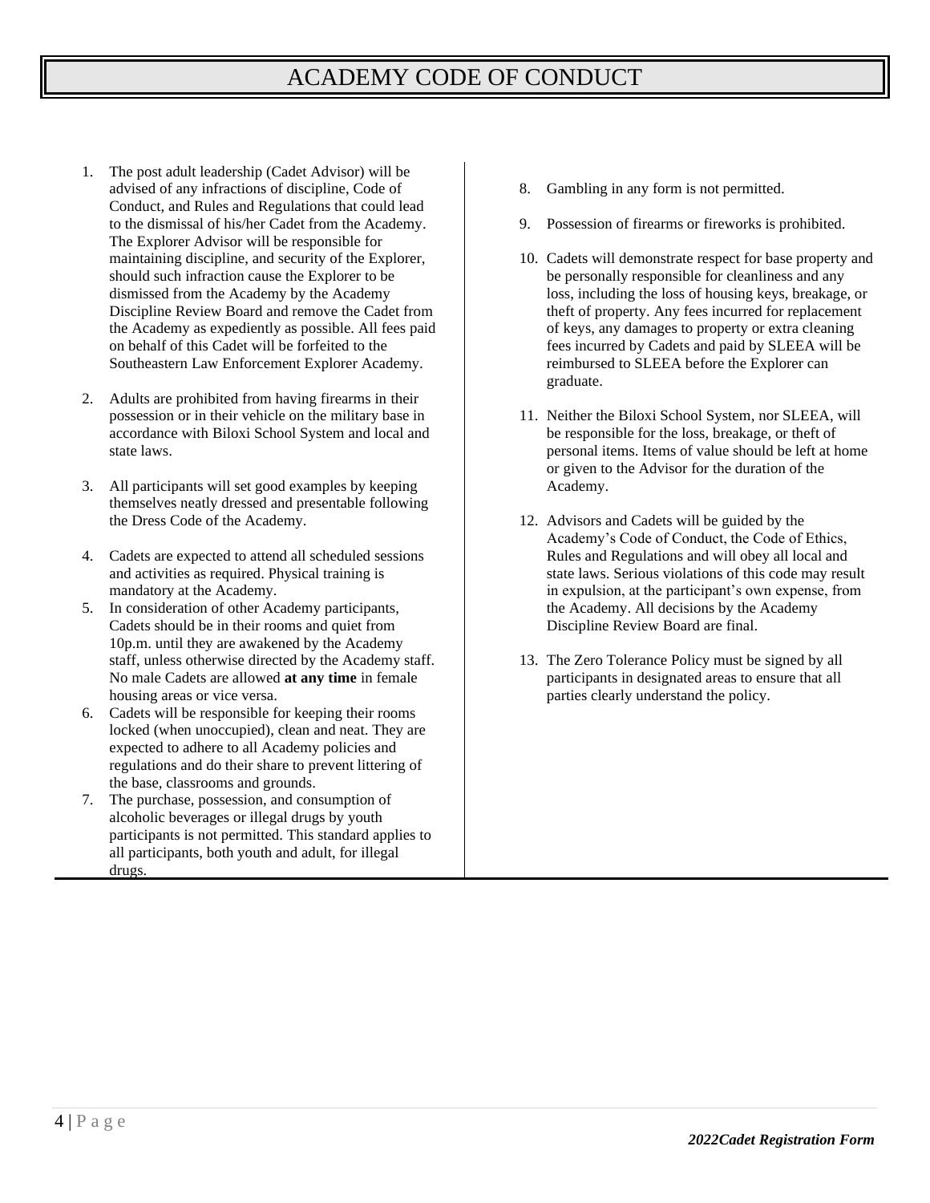# ACADEMY CODE OF CONDUCT

1. The post adult leadership (Cadet Advisor) will be advised of any infractions of discipline, Code of Conduct, and Rules and Regulations that could lead to the dismissal of his/her Cadet from the Academy. The Explorer Advisor will be responsible for maintaining discipline, and security of the Explorer, should such infraction cause the Explorer to be dismissed from the Academy by the Academy Discipline Review Board and remove the Cadet from the Academy as expediently as possible. All fees paid on behalf of this Cadet will be forfeited to the Southeastern Law Enforcement Explorer Academy.
2. Adults are prohibited from having firearms in their possession or in their vehicle on the military base in accordance with Biloxi School System and local and state laws.
3. All participants will set good examples by keeping themselves neatly dressed and presentable following the Dress Code of the Academy.
4. Cadets are expected to attend all scheduled sessions and activities as required. Physical training is mandatory at the Academy.
5. In consideration of other Academy participants, Cadets should be in their rooms and quiet from 10p.m. until they are awakened by the Academy staff, unless otherwise directed by the Academy staff. No male Cadets are allowed **at any time** in female housing areas or vice versa.
6. Cadets will be responsible for keeping their rooms locked (when unoccupied), clean and neat. They are expected to adhere to all Academy policies and regulations and do their share to prevent littering of the base, classrooms and grounds.
7. The purchase, possession, and consumption of alcoholic beverages or illegal drugs by youth participants is not permitted. This standard applies to all participants, both youth and adult, for illegal drugs.
8. Gambling in any form is not permitted.
9. Possession of firearms or fireworks is prohibited.
10. Cadets will demonstrate respect for base property and be personally responsible for cleanliness and any loss, including the loss of housing keys, breakage, or theft of property. Any fees incurred for replacement of keys, any damages to property or extra cleaning fees incurred by Cadets and paid by SLEEA will be reimbursed to SLEEA before the Explorer can graduate.
11. Neither the Biloxi School System, nor SLEEA, will be responsible for the loss, breakage, or theft of personal items. Items of value should be left at home or given to the Advisor for the duration of the Academy.
12. Advisors and Cadets will be guided by the Academy's Code of Conduct, the Code of Ethics, Rules and Regulations and will obey all local and state laws. Serious violations of this code may result in expulsion, at the participant's own expense, from the Academy. All decisions by the Academy Discipline Review Board are final.
13. The Zero Tolerance Policy must be signed by all participants in designated areas to ensure that all parties clearly understand the policy.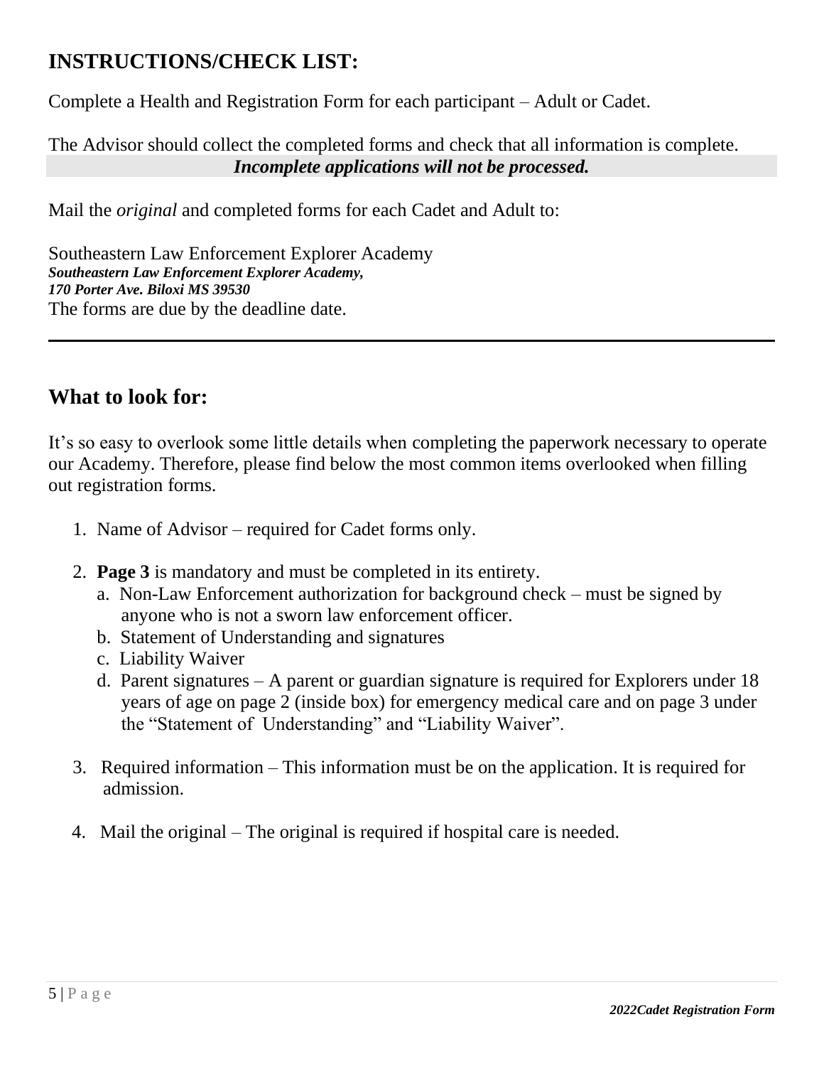## INSTRUCTIONS/CHECK LIST:

Complete a Health and Registration Form for each participant – Adult or Cadet.

The Advisor should collect the completed forms and check that all information is complete.

***Incomplete applications will not be processed.***

Mail the *original* and completed forms for each Cadet and Adult to:

Southeastern Law Enforcement Explorer Academy
***Southeastern Law Enforcement Explorer Academy,***
***170 Porter Ave. Biloxi MS 39530***
The forms are due by the deadline date.

---

## What to look for:

It's so easy to overlook some little details when completing the paperwork necessary to operate our Academy. Therefore, please find below the most common items overlooked when filling out registration forms.

1. Name of Advisor – required for Cadet forms only.
2. **Page 3** is mandatory and must be completed in its entirety.
   a. Non-Law Enforcement authorization for background check – must be signed by anyone who is not a sworn law enforcement officer.
   b. Statement of Understanding and signatures
   c. Liability Waiver
   d. Parent signatures – A parent or guardian signature is required for Explorers under 18 years of age on page 2 (inside box) for emergency medical care and on page 3 under the "Statement of Understanding" and "Liability Waiver".
3. Required information – This information must be on the application. It is required for admission.
4. Mail the original – The original is required if hospital care is needed.